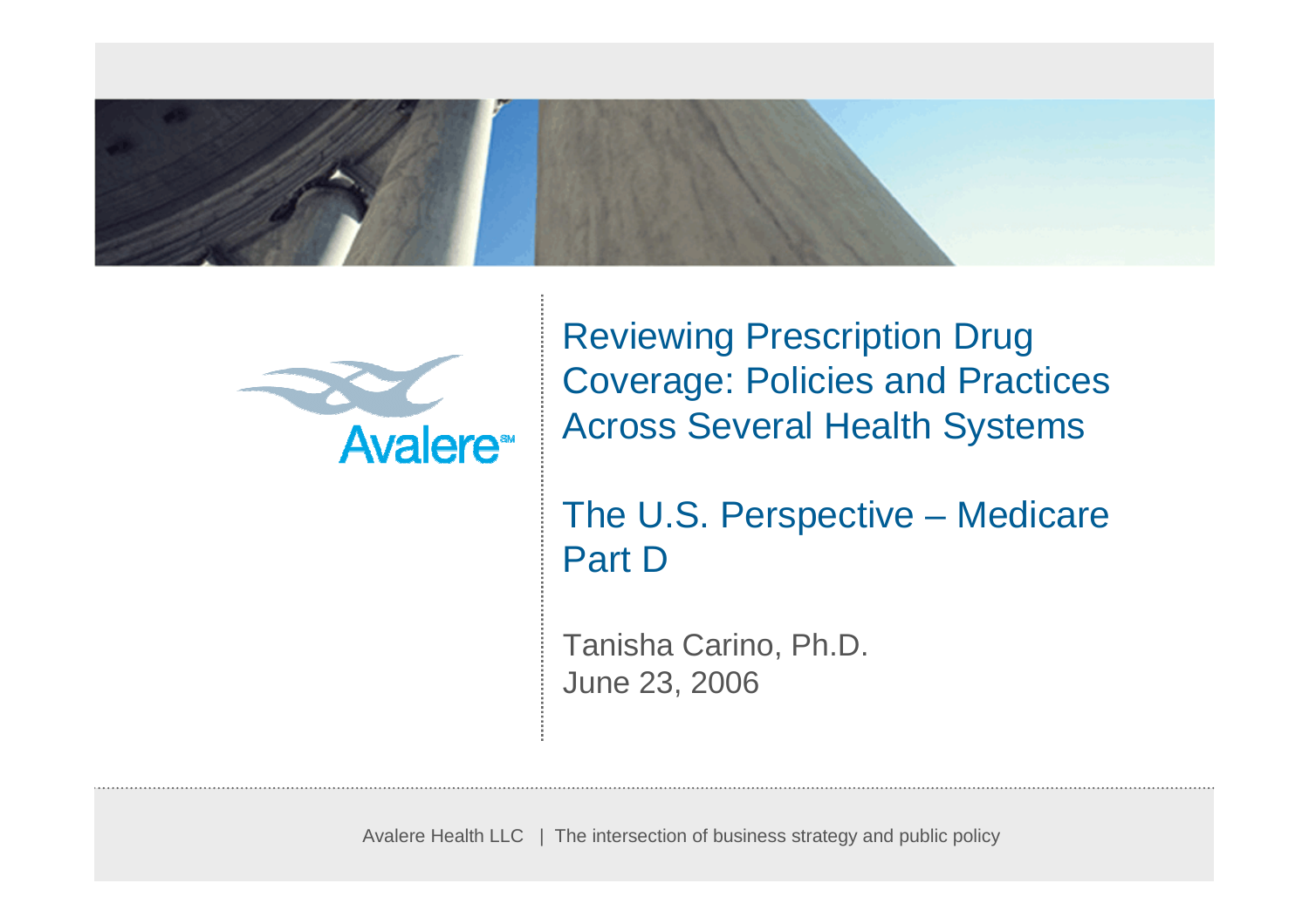# Reviewing Prescription Drug Coverage: Policies and Practices Across Several Health Systems

## The U.S. Perspective – Medicare Part D

Tanisha Carino, Ph.D.
June 23, 2006

Avalere Health LLC | The intersection of business strategy and public policy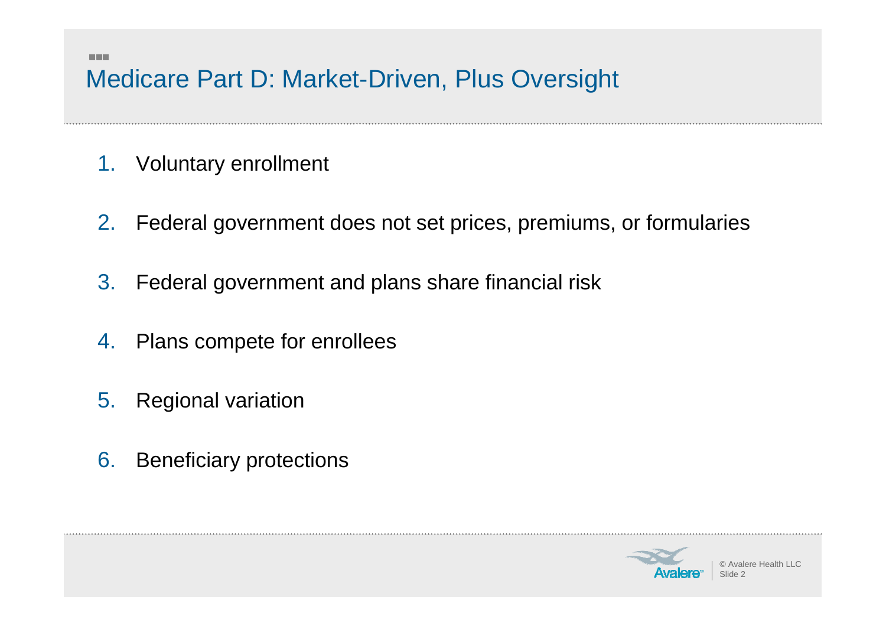# Medicare Part D: Market-Driven, Plus Oversight

1. Voluntary enrollment
2. Federal government does not set prices, premiums, or formularies
3. Federal government and plans share financial risk
4. Plans compete for enrollees
5. Regional variation
6. Beneficiary protections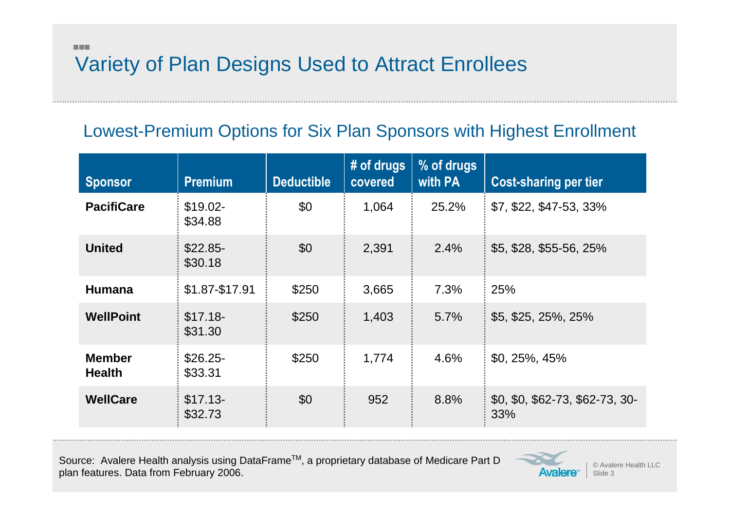# Variety of Plan Designs Used to Attract Enrollees

## Lowest-Premium Options for Six Plan Sponsors with Highest Enrollment

| Sponsor | Premium | Deductible | # of drugs covered | % of drugs with PA | Cost-sharing per tier |
|---|---|---|---|---|---|
| **PacifiCare** | $19.02-$34.88 | $0 | 1,064 | 25.2% | $7, $22, $47-53, 33% |
| **United** | $22.85-$30.18 | $0 | 2,391 | 2.4% | $5, $28, $55-56, 25% |
| **Humana** | $1.87-$17.91 | $250 | 3,665 | 7.3% | 25% |
| **WellPoint** | $17.18-$31.30 | $250 | 1,403 | 5.7% | $5, $25, 25%, 25% |
| **Member Health** | $26.25-$33.31 | $250 | 1,774 | 4.6% | $0, 25%, 45% |
| **WellCare** | $17.13-$32.73 | $0 | 952 | 8.8% | $0, $0, $62-73, $62-73, 30-33% |

Source: Avalere Health analysis using DataFrame™, a proprietary database of Medicare Part D plan features. Data from February 2006.

© Avalere Health LLC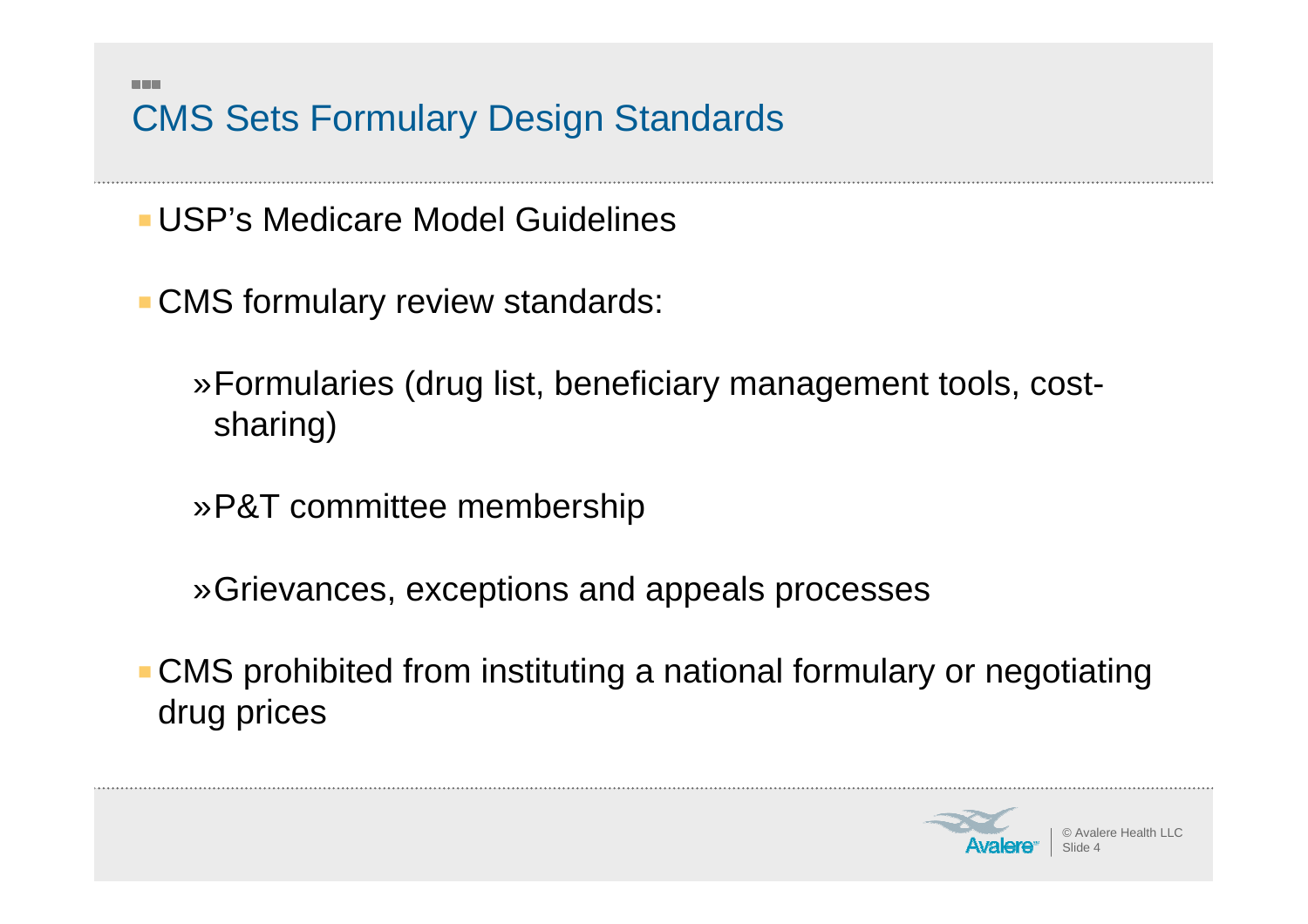# CMS Sets Formulary Design Standards

- USP's Medicare Model Guidelines
- CMS formulary review standards:
  - Formularies (drug list, beneficiary management tools, cost-sharing)
  - P&T committee membership
  - Grievances, exceptions and appeals processes
- CMS prohibited from instituting a national formulary or negotiating drug prices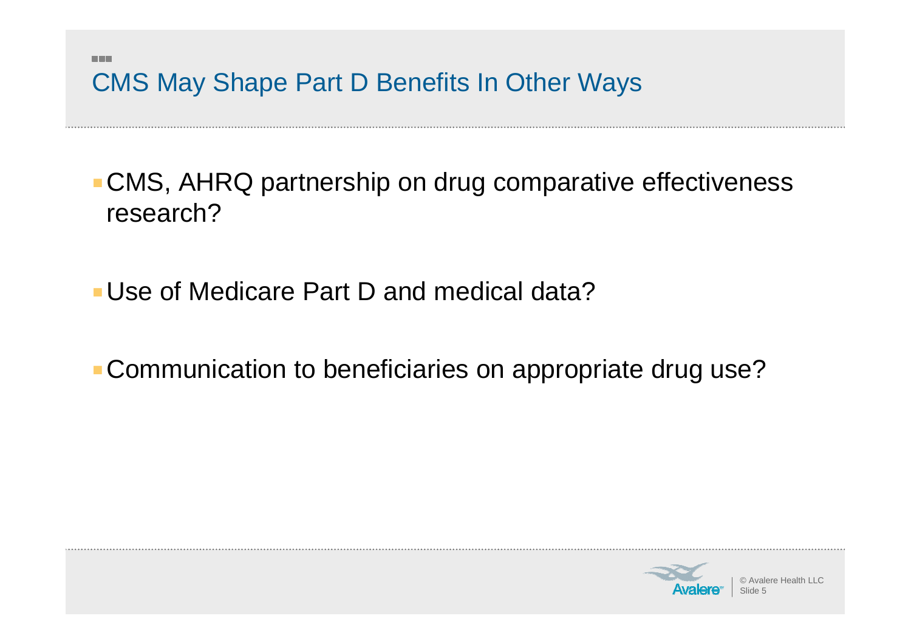# CMS May Shape Part D Benefits In Other Ways

- CMS, AHRQ partnership on drug comparative effectiveness research?
- Use of Medicare Part D and medical data?
- Communication to beneficiaries on appropriate drug use?